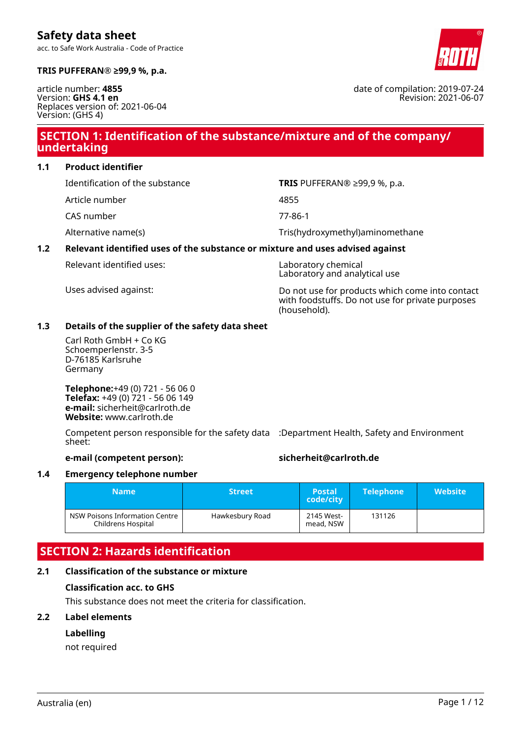# Safety data sheet

acc. to Safe Work Australia - Code of Practice

**TRIS PUFFERAN® ≥99,9 %, p.a.**

article number: **4855**
Version: **GHS 4.1 en**
Replaces version of: 2021-06-04
Version: (GHS 4)

date of compilation: 2019-07-24
Revision: 2021-06-07

## SECTION 1: Identification of the substance/mixture and of the company/undertaking

### 1.1 Product identifier

| | |
|---|---|
| Identification of the substance | **TRIS** PUFFERAN® ≥99,9 %, p.a. |
| Article number | 4855 |
| CAS number | 77-86-1 |
| Alternative name(s) | Tris(hydroxymethyl)aminomethane |

### 1.2 Relevant identified uses of the substance or mixture and uses advised against

| | |
|---|---|
| Relevant identified uses: | Laboratory chemical<br>Laboratory and analytical use |
| Uses advised against: | Do not use for products which come into contact with foodstuffs. Do not use for private purposes (household). |

### 1.3 Details of the supplier of the safety data sheet

Carl Roth GmbH + Co KG
Schoemperlenstr. 3-5
D-76185 Karlsruhe
Germany

**Telephone:**+49 (0) 721 - 56 06 0
**Telefax:** +49 (0) 721 - 56 06 149
**e-mail:** sicherheit@carlroth.de
**Website:** www.carlroth.de

Competent person responsible for the safety data sheet: :Department Health, Safety and Environment

**e-mail (competent person):** **sicherheit@carlroth.de**

### 1.4 Emergency telephone number

| Name | Street | Postal code/city | Telephone | Website |
|---|---|---|---|---|
| NSW Poisons Information Centre Childrens Hospital | Hawkesbury Road | 2145 Westmead, NSW | 131126 | |

## SECTION 2: Hazards identification

### 2.1 Classification of the substance or mixture

**Classification acc. to GHS**

This substance does not meet the criteria for classification.

### 2.2 Label elements

**Labelling**

not required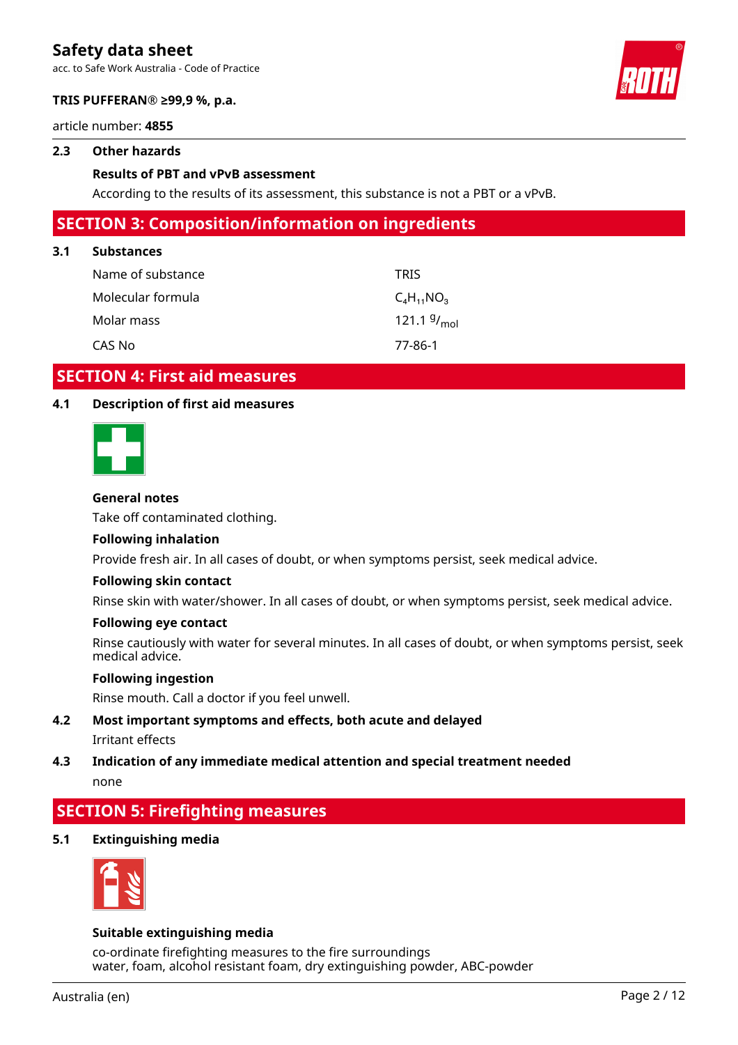### 2.3 Other hazards

**Results of PBT and vPvB assessment**

According to the results of its assessment, this substance is not a PBT or a vPvB.

## SECTION 3: Composition/information on ingredients

### 3.1 Substances

| | |
|---|---|
| Name of substance | TRIS |
| Molecular formula | $C_4H_{11}NO_3$ |
| Molar mass | 121.1 $^{g}/_{mol}$ |
| CAS No | 77-86-1 |

## SECTION 4: First aid measures

### 4.1 Description of first aid measures

**General notes**

Take off contaminated clothing.

**Following inhalation**

Provide fresh air. In all cases of doubt, or when symptoms persist, seek medical advice.

**Following skin contact**

Rinse skin with water/shower. In all cases of doubt, or when symptoms persist, seek medical advice.

**Following eye contact**

Rinse cautiously with water for several minutes. In all cases of doubt, or when symptoms persist, seek medical advice.

**Following ingestion**

Rinse mouth. Call a doctor if you feel unwell.

### 4.2 Most important symptoms and effects, both acute and delayed

Irritant effects

### 4.3 Indication of any immediate medical attention and special treatment needed

none

## SECTION 5: Firefighting measures

### 5.1 Extinguishing media

**Suitable extinguishing media**

co-ordinate firefighting measures to the fire surroundings
water, foam, alcohol resistant foam, dry extinguishing powder, ABC-powder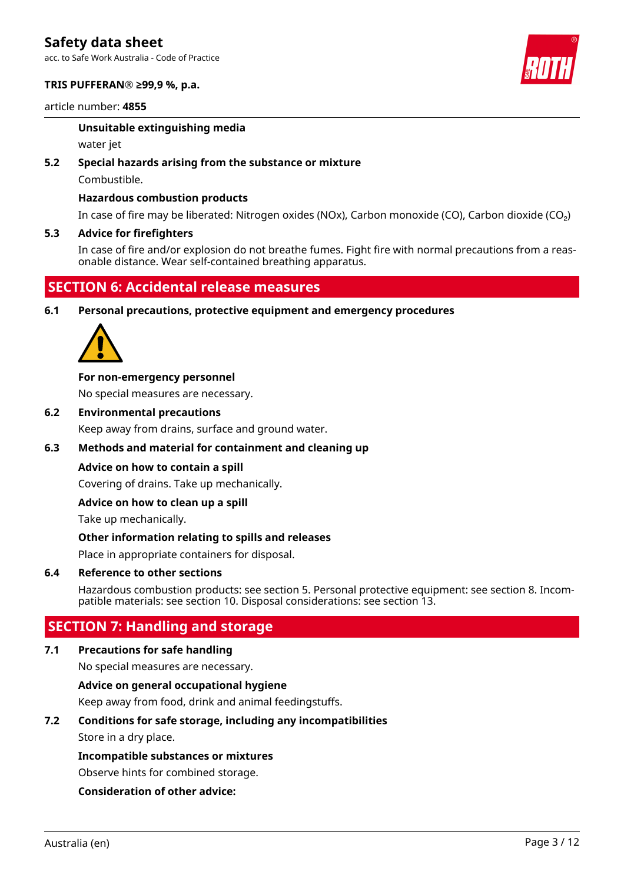**Unsuitable extinguishing media**

water jet

**5.2 Special hazards arising from the substance or mixture**

Combustible.

**Hazardous combustion products**

In case of fire may be liberated: Nitrogen oxides (NOx), Carbon monoxide (CO), Carbon dioxide ($CO_2$)

**5.3 Advice for firefighters**

In case of fire and/or explosion do not breathe fumes. Fight fire with normal precautions from a reasonable distance. Wear self-contained breathing apparatus.

## SECTION 6: Accidental release measures

**6.1 Personal precautions, protective equipment and emergency procedures**

**For non-emergency personnel**

No special measures are necessary.

**6.2 Environmental precautions**

Keep away from drains, surface and ground water.

**6.3 Methods and material for containment and cleaning up**

**Advice on how to contain a spill**

Covering of drains. Take up mechanically.

**Advice on how to clean up a spill**

Take up mechanically.

**Other information relating to spills and releases**

Place in appropriate containers for disposal.

**6.4 Reference to other sections**

Hazardous combustion products: see section 5. Personal protective equipment: see section 8. Incompatible materials: see section 10. Disposal considerations: see section 13.

## SECTION 7: Handling and storage

**7.1 Precautions for safe handling**

No special measures are necessary.

**Advice on general occupational hygiene**

Keep away from food, drink and animal feedingstuffs.

**7.2 Conditions for safe storage, including any incompatibilities**

Store in a dry place.

**Incompatible substances or mixtures**

Observe hints for combined storage.

**Consideration of other advice:**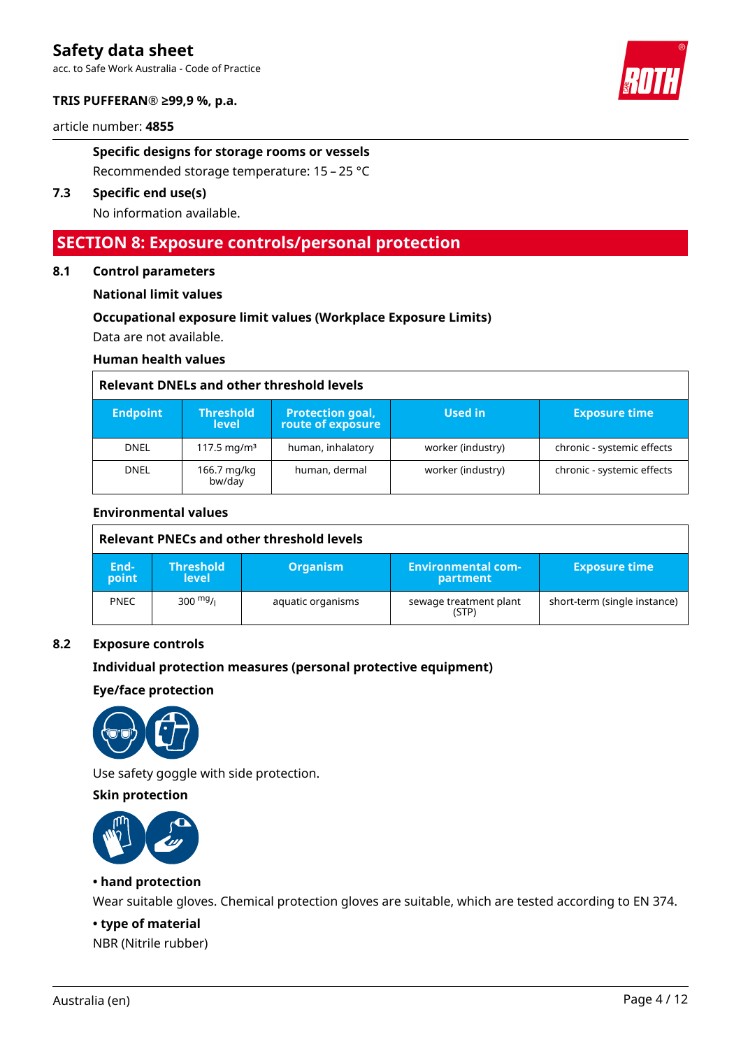**Specific designs for storage rooms or vessels**

Recommended storage temperature: 15 – 25 °C

**7.3 Specific end use(s)**

No information available.

## SECTION 8: Exposure controls/personal protection

### 8.1 Control parameters

**National limit values**

**Occupational exposure limit values (Workplace Exposure Limits)**

Data are not available.

**Human health values**

| Relevant DNELs and other threshold levels | | | | |
|---|---|---|---|---|
| **Endpoint** | **Threshold level** | **Protection goal, route of exposure** | **Used in** | **Exposure time** |
| DNEL | 117.5 mg/m³ | human, inhalatory | worker (industry) | chronic - systemic effects |
| DNEL | 166.7 mg/kg bw/day | human, dermal | worker (industry) | chronic - systemic effects |

**Environmental values**

| Relevant PNECs and other threshold levels | | | | |
|---|---|---|---|---|
| **End-point** | **Threshold level** | **Organism** | **Environmental com-partment** | **Exposure time** |
| PNEC | 300 mg/l | aquatic organisms | sewage treatment plant (STP) | short-term (single instance) |

### 8.2 Exposure controls

**Individual protection measures (personal protective equipment)**

**Eye/face protection**

Use safety goggle with side protection.

**Skin protection**

**• hand protection**

Wear suitable gloves. Chemical protection gloves are suitable, which are tested according to EN 374.

**• type of material**

NBR (Nitrile rubber)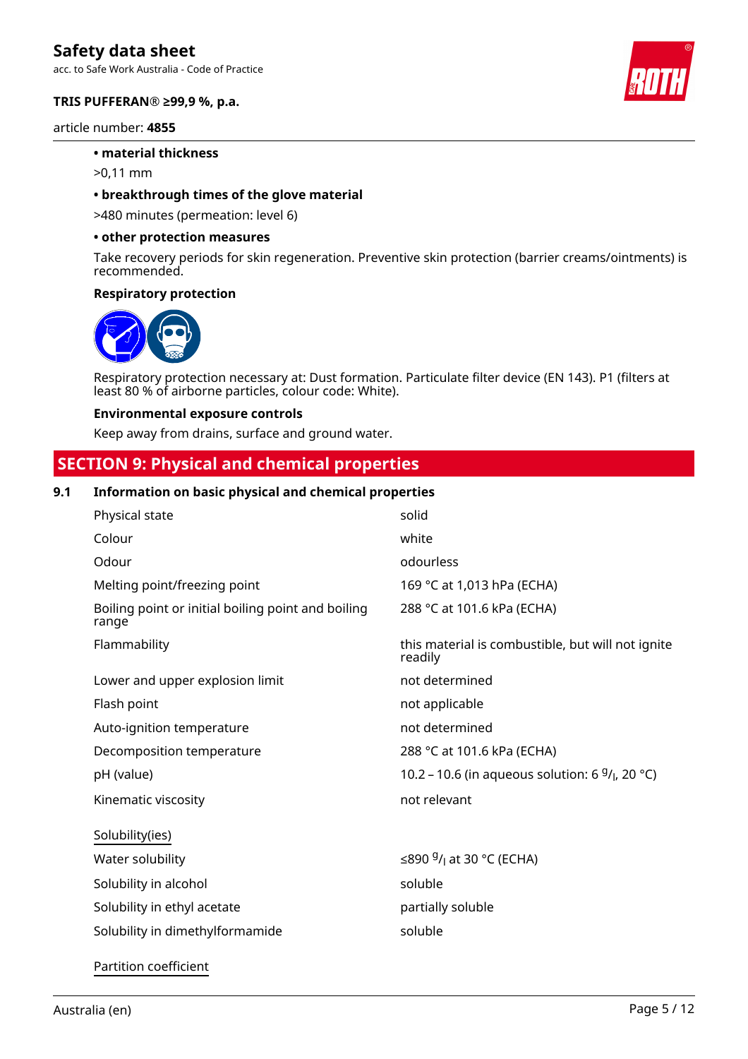- **material thickness**

  >0,11 mm

- **breakthrough times of the glove material**

  >480 minutes (permeation: level 6)

- **other protection measures**

  Take recovery periods for skin regeneration. Preventive skin protection (barrier creams/ointments) is recommended.

**Respiratory protection**

Respiratory protection necessary at: Dust formation. Particulate filter device (EN 143). P1 (filters at least 80 % of airborne particles, colour code: White).

**Environmental exposure controls**

Keep away from drains, surface and ground water.

## SECTION 9: Physical and chemical properties

### 9.1 Information on basic physical and chemical properties

| | |
|---|---|
| Physical state | solid |
| Colour | white |
| Odour | odourless |
| Melting point/freezing point | 169 °C at 1,013 hPa (ECHA) |
| Boiling point or initial boiling point and boiling range | 288 °C at 101.6 kPa (ECHA) |
| Flammability | this material is combustible, but will not ignite readily |
| Lower and upper explosion limit | not determined |
| Flash point | not applicable |
| Auto-ignition temperature | not determined |
| Decomposition temperature | 288 °C at 101.6 kPa (ECHA) |
| pH (value) | 10.2 – 10.6 (in aqueous solution: 6 $^{g}/_{l}$, 20 °C) |
| Kinematic viscosity | not relevant |

Solubility(ies)

| | |
|---|---|
| Water solubility | ≤890 $^{g}/_{l}$ at 30 °C (ECHA) |
| Solubility in alcohol | soluble |
| Solubility in ethyl acetate | partially soluble |
| Solubility in dimethylformamide | soluble |

Partition coefficient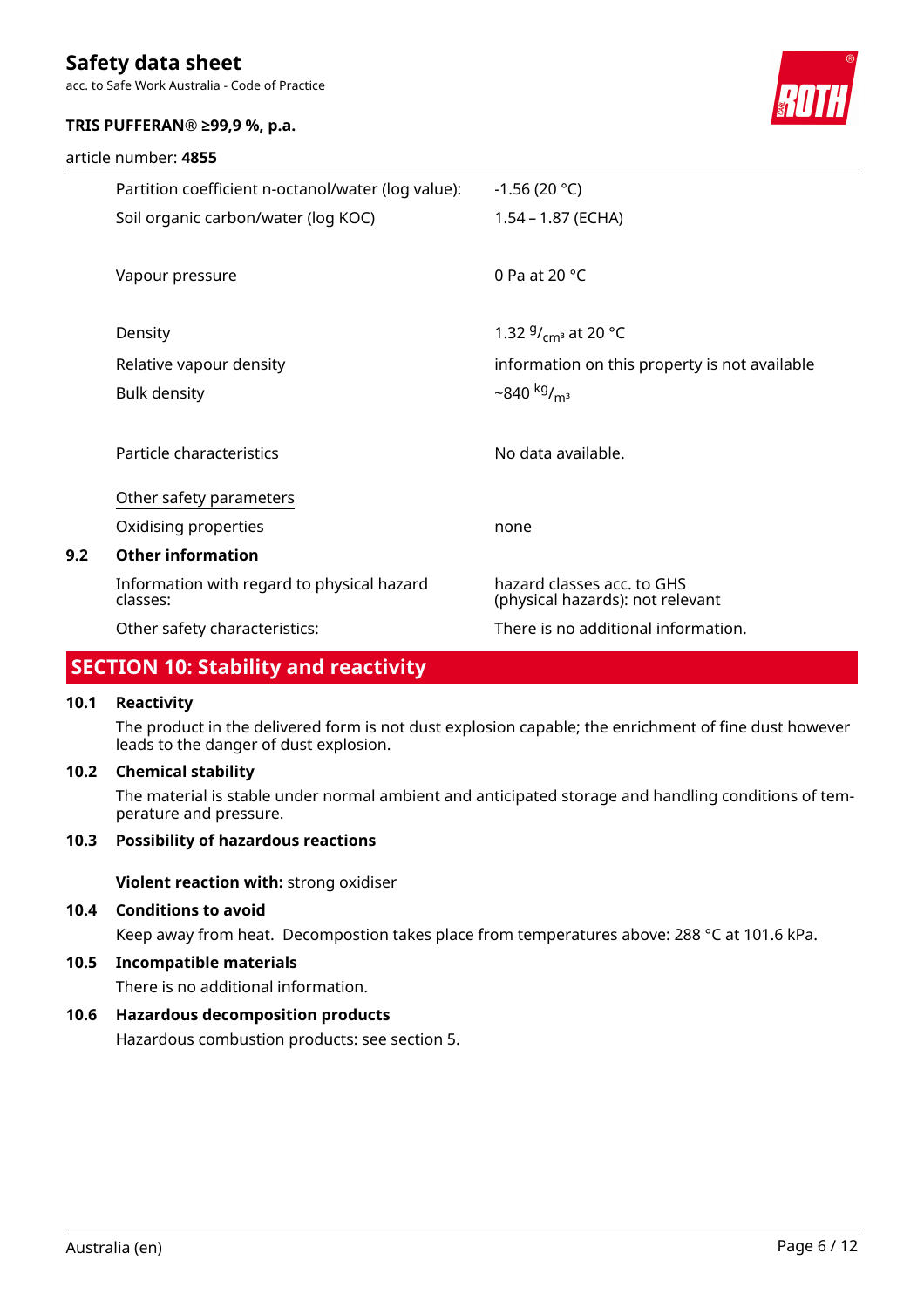| | |
|---|---|
| Partition coefficient n-octanol/water (log value): | -1.56 (20 °C) |
| Soil organic carbon/water (log KOC) | 1.54 – 1.87 (ECHA) |
| Vapour pressure | 0 Pa at 20 °C |
| Density | 1.32 $^{g}/_{cm^3}$ at 20 °C |
| Relative vapour density | information on this property is not available |
| Bulk density | ~840 $^{kg}/_{m^3}$ |
| Particle characteristics | No data available. |

<u>Other safety parameters</u>

| | |
|---|---|
| Oxidising properties | none |

### 9.2 Other information

| | |
|---|---|
| Information with regard to physical hazard classes: | hazard classes acc. to GHS (physical hazards): not relevant |
| Other safety characteristics: | There is no additional information. |

## SECTION 10: Stability and reactivity

### 10.1 Reactivity

The product in the delivered form is not dust explosion capable; the enrichment of fine dust however leads to the danger of dust explosion.

### 10.2 Chemical stability

The material is stable under normal ambient and anticipated storage and handling conditions of temperature and pressure.

### 10.3 Possibility of hazardous reactions

**Violent reaction with:** strong oxidiser

### 10.4 Conditions to avoid

Keep away from heat. Decompostion takes place from temperatures above: 288 °C at 101.6 kPa.

### 10.5 Incompatible materials

There is no additional information.

### 10.6 Hazardous decomposition products

Hazardous combustion products: see section 5.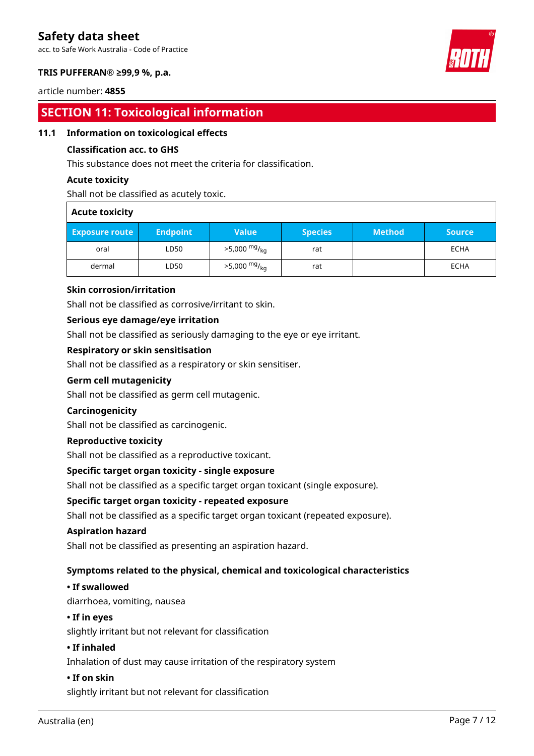## SECTION 11: Toxicological information

### 11.1 Information on toxicological effects

**Classification acc. to GHS**

This substance does not meet the criteria for classification.

**Acute toxicity**

Shall not be classified as acutely toxic.

| Acute toxicity | | | | | |
|---|---|---|---|---|---|
| **Exposure route** | **Endpoint** | **Value** | **Species** | **Method** | **Source** |
| oral | LD50 | >5,000 $^{mg}/_{kg}$ | rat | | ECHA |
| dermal | LD50 | >5,000 $^{mg}/_{kg}$ | rat | | ECHA |

**Skin corrosion/irritation**

Shall not be classified as corrosive/irritant to skin.

**Serious eye damage/eye irritation**

Shall not be classified as seriously damaging to the eye or eye irritant.

**Respiratory or skin sensitisation**

Shall not be classified as a respiratory or skin sensitiser.

**Germ cell mutagenicity**

Shall not be classified as germ cell mutagenic.

**Carcinogenicity**

Shall not be classified as carcinogenic.

**Reproductive toxicity**

Shall not be classified as a reproductive toxicant.

**Specific target organ toxicity - single exposure**

Shall not be classified as a specific target organ toxicant (single exposure).

**Specific target organ toxicity - repeated exposure**

Shall not be classified as a specific target organ toxicant (repeated exposure).

**Aspiration hazard**

Shall not be classified as presenting an aspiration hazard.

**Symptoms related to the physical, chemical and toxicological characteristics**

**• If swallowed**

diarrhoea, vomiting, nausea

**• If in eyes**

slightly irritant but not relevant for classification

**• If inhaled**

Inhalation of dust may cause irritation of the respiratory system

**• If on skin**

slightly irritant but not relevant for classification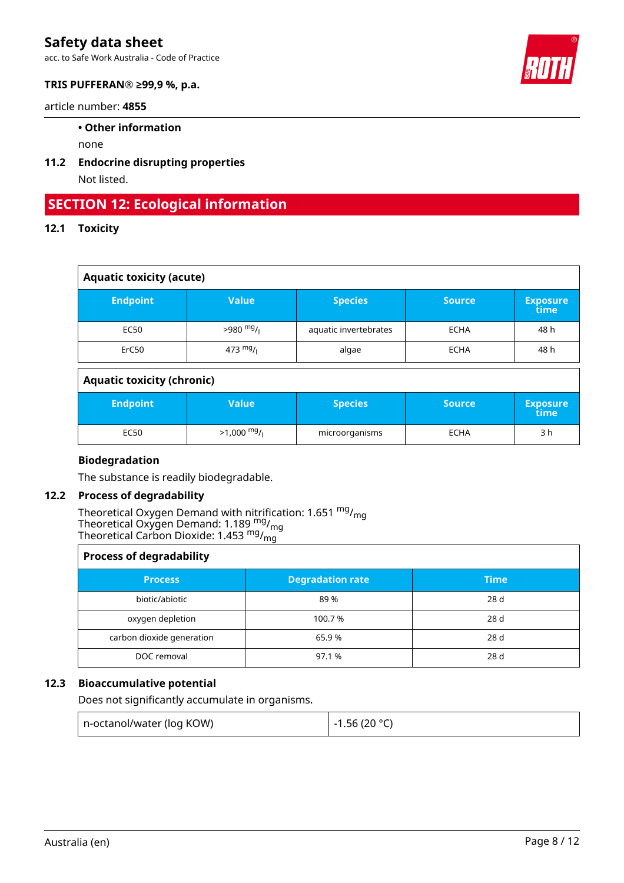• **Other information**

none

### 11.2 Endocrine disrupting properties

Not listed.

## SECTION 12: Ecological information

### 12.1 Toxicity

| Aquatic toxicity (acute) | | | | |
|---|---|---|---|---|
| **Endpoint** | **Value** | **Species** | **Source** | **Exposure time** |
| EC50 | >980 $^{mg}/_{l}$ | aquatic invertebrates | ECHA | 48 h |
| ErC50 | 473 $^{mg}/_{l}$ | algae | ECHA | 48 h |

| Aquatic toxicity (chronic) | | | | |
|---|---|---|---|---|
| **Endpoint** | **Value** | **Species** | **Source** | **Exposure time** |
| EC50 | >1,000 $^{mg}/_{l}$ | microorganisms | ECHA | 3 h |

**Biodegradation**

The substance is readily biodegradable.

### 12.2 Process of degradability

Theoretical Oxygen Demand with nitrification: 1.651 $^{mg}/_{mg}$
Theoretical Oxygen Demand: 1.189 $^{mg}/_{mg}$
Theoretical Carbon Dioxide: 1.453 $^{mg}/_{mg}$

| Process of degradability | | |
|---|---|---|
| **Process** | **Degradation rate** | **Time** |
| biotic/abiotic | 89 % | 28 d |
| oxygen depletion | 100.7 % | 28 d |
| carbon dioxide generation | 65.9 % | 28 d |
| DOC removal | 97.1 % | 28 d |

### 12.3 Bioaccumulative potential

Does not significantly accumulate in organisms.

| n-octanol/water (log KOW) | -1.56 (20 °C) |
|---|---|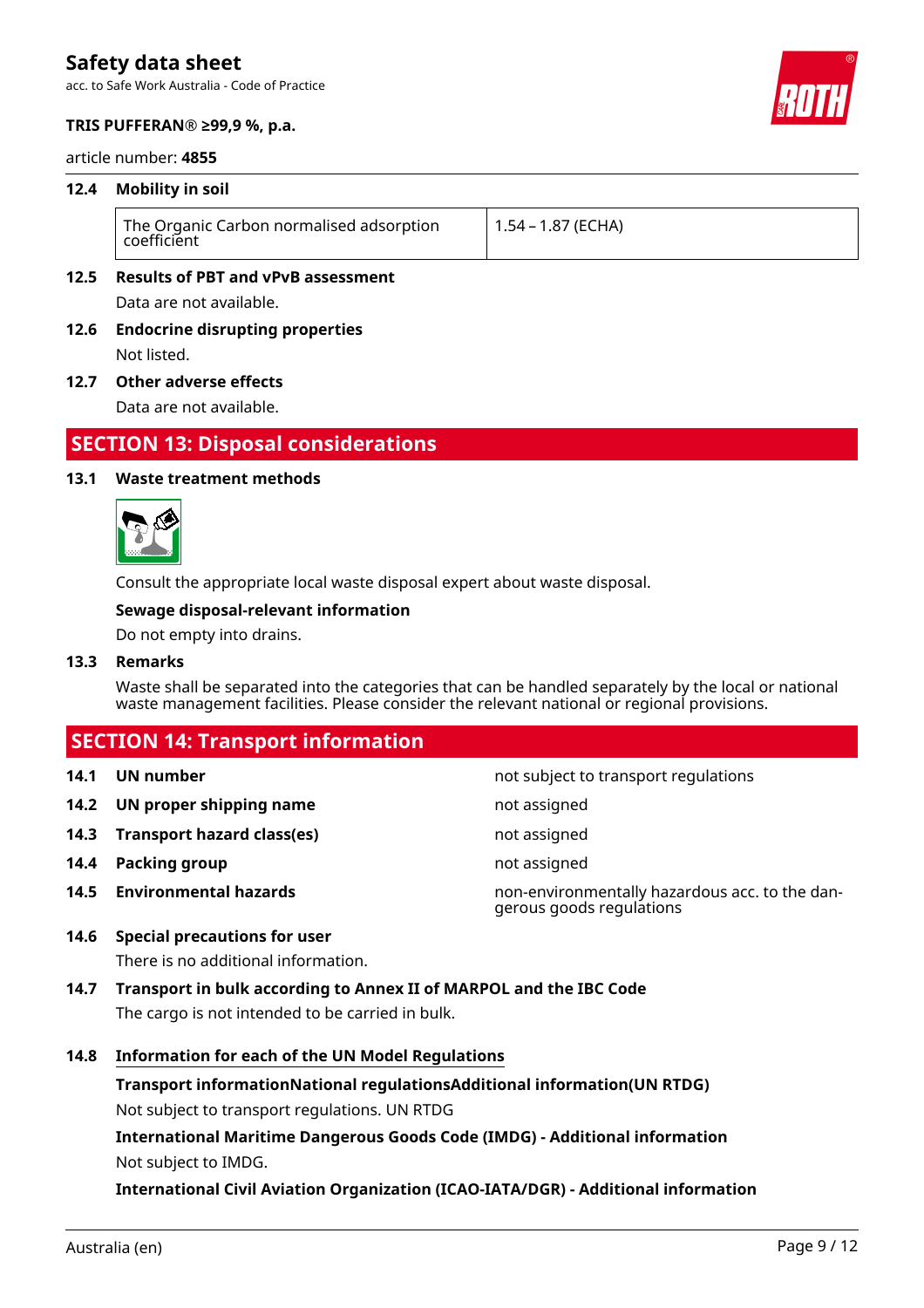### 12.4 Mobility in soil

| The Organic Carbon normalised adsorption coefficient | 1.54 – 1.87 (ECHA) |
|---|---|

### 12.5 Results of PBT and vPvB assessment

Data are not available.

### 12.6 Endocrine disrupting properties

Not listed.

### 12.7 Other adverse effects

Data are not available.

## SECTION 13: Disposal considerations

### 13.1 Waste treatment methods

Consult the appropriate local waste disposal expert about waste disposal.

**Sewage disposal-relevant information**

Do not empty into drains.

### 13.3 Remarks

Waste shall be separated into the categories that can be handled separately by the local or national waste management facilities. Please consider the relevant national or regional provisions.

## SECTION 14: Transport information

| | |
|---|---|
| **14.1 UN number** | not subject to transport regulations |
| **14.2 UN proper shipping name** | not assigned |
| **14.3 Transport hazard class(es)** | not assigned |
| **14.4 Packing group** | not assigned |
| **14.5 Environmental hazards** | non-environmentally hazardous acc. to the dangerous goods regulations |

### 14.6 Special precautions for user

There is no additional information.

### 14.7 Transport in bulk according to Annex II of MARPOL and the IBC Code

The cargo is not intended to be carried in bulk.

### 14.8 Information for each of the UN Model Regulations

**Transport informationNational regulationsAdditional information(UN RTDG)**

Not subject to transport regulations. UN RTDG

**International Maritime Dangerous Goods Code (IMDG) - Additional information**

Not subject to IMDG.

**International Civil Aviation Organization (ICAO-IATA/DGR) - Additional information**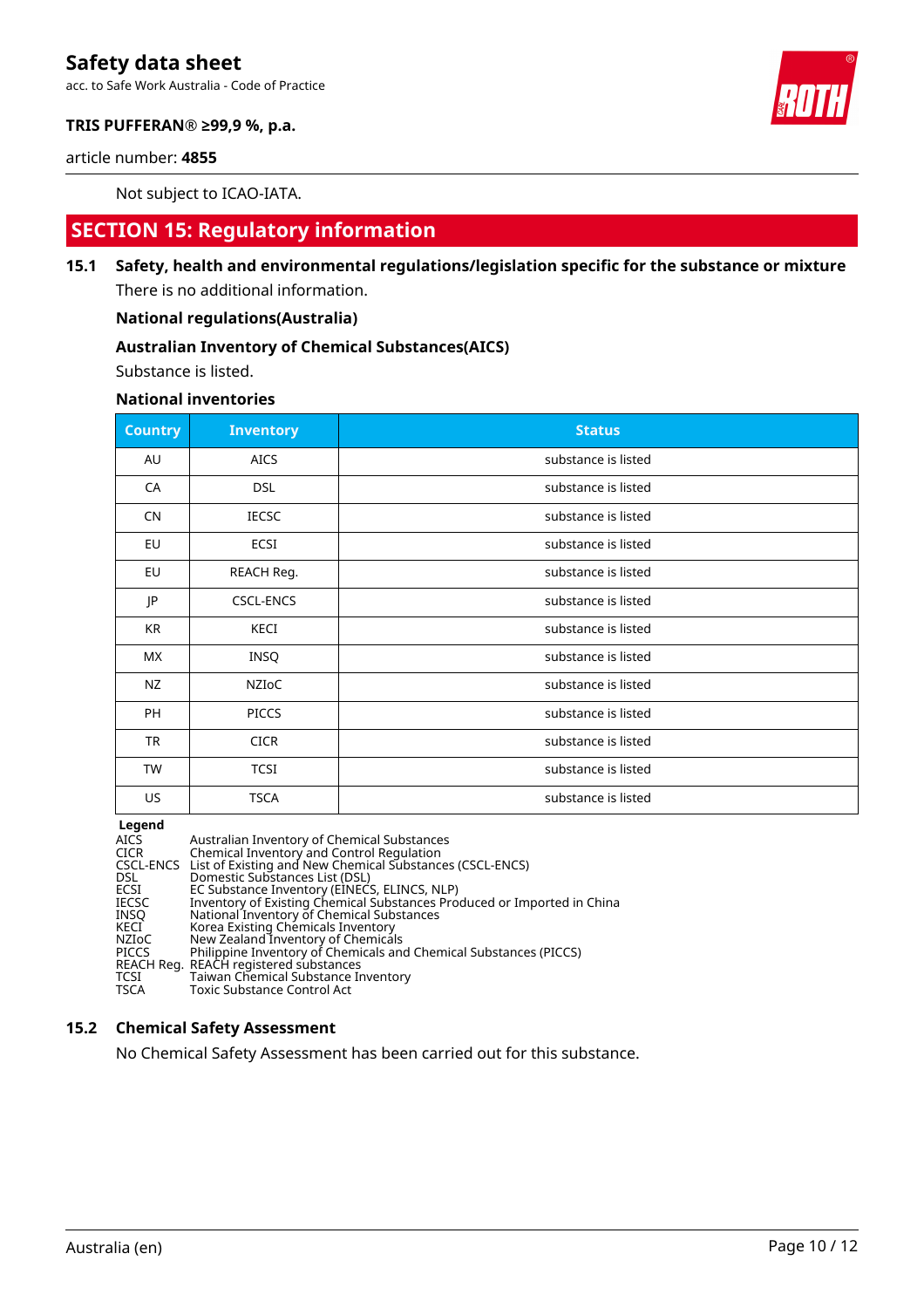Not subject to ICAO-IATA.

## SECTION 15: Regulatory information

### 15.1 Safety, health and environmental regulations/legislation specific for the substance or mixture

There is no additional information.

**National regulations(Australia)**

**Australian Inventory of Chemical Substances(AICS)**

Substance is listed.

**National inventories**

| Country | Inventory | Status |
|---|---|---|
| AU | AICS | substance is listed |
| CA | DSL | substance is listed |
| CN | IECSC | substance is listed |
| EU | ECSI | substance is listed |
| EU | REACH Reg. | substance is listed |
| JP | CSCL-ENCS | substance is listed |
| KR | KECI | substance is listed |
| MX | INSQ | substance is listed |
| NZ | NZIoC | substance is listed |
| PH | PICCS | substance is listed |
| TR | CICR | substance is listed |
| TW | TCSI | substance is listed |
| US | TSCA | substance is listed |

**Legend**

| | |
|---|---|
| AICS | Australian Inventory of Chemical Substances |
| CICR | Chemical Inventory and Control Regulation |
| CSCL-ENCS | List of Existing and New Chemical Substances (CSCL-ENCS) |
| DSL | Domestic Substances List (DSL) |
| ECSI | EC Substance Inventory (EINECS, ELINCS, NLP) |
| IECSC | Inventory of Existing Chemical Substances Produced or Imported in China |
| INSQ | National Inventory of Chemical Substances |
| KECI | Korea Existing Chemicals Inventory |
| NZIoC | New Zealand Inventory of Chemicals |
| PICCS | Philippine Inventory of Chemicals and Chemical Substances (PICCS) |
| REACH Reg. | REACH registered substances |
| TCSI | Taiwan Chemical Substance Inventory |
| TSCA | Toxic Substance Control Act |

### 15.2 Chemical Safety Assessment

No Chemical Safety Assessment has been carried out for this substance.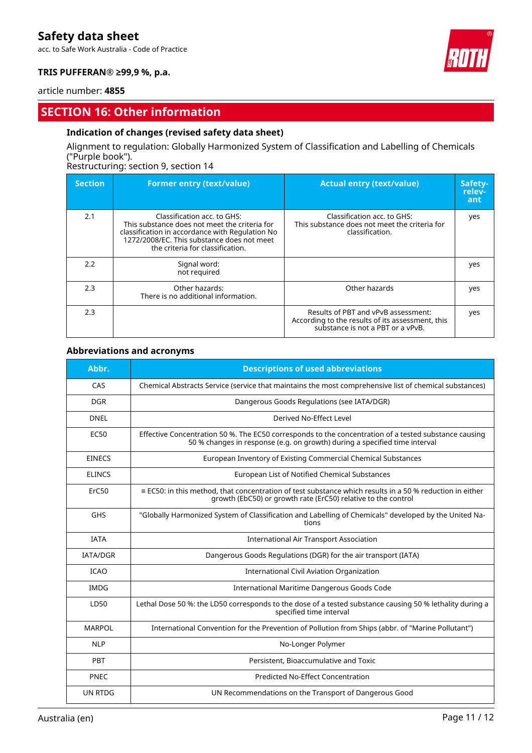## SECTION 16: Other information

### Indication of changes (revised safety data sheet)

Alignment to regulation: Globally Harmonized System of Classification and Labelling of Chemicals ("Purple book").
Restructuring: section 9, section 14

| Section | Former entry (text/value) | Actual entry (text/value) | Safety-relevant |
|---|---|---|---|
| 2.1 | Classification acc. to GHS: This substance does not meet the criteria for classification in accordance with Regulation No 1272/2008/EC. This substance does not meet the criteria for classification. | Classification acc. to GHS: This substance does not meet the criteria for classification. | yes |
| 2.2 | Signal word: not required | | yes |
| 2.3 | Other hazards: There is no additional information. | Other hazards | yes |
| 2.3 | | Results of PBT and vPvB assessment: According to the results of its assessment, this substance is not a PBT or a vPvB. | yes |

### Abbreviations and acronyms

| Abbr. | Descriptions of used abbreviations |
|---|---|
| CAS | Chemical Abstracts Service (service that maintains the most comprehensive list of chemical substances) |
| DGR | Dangerous Goods Regulations (see IATA/DGR) |
| DNEL | Derived No-Effect Level |
| EC50 | Effective Concentration 50 %. The EC50 corresponds to the concentration of a tested substance causing 50 % changes in response (e.g. on growth) during a specified time interval |
| EINECS | European Inventory of Existing Commercial Chemical Substances |
| ELINCS | European List of Notified Chemical Substances |
| ErC50 | ≡ EC50: in this method, that concentration of test substance which results in a 50 % reduction in either growth (EbC50) or growth rate (ErC50) relative to the control |
| GHS | "Globally Harmonized System of Classification and Labelling of Chemicals" developed by the United Nations |
| IATA | International Air Transport Association |
| IATA/DGR | Dangerous Goods Regulations (DGR) for the air transport (IATA) |
| ICAO | International Civil Aviation Organization |
| IMDG | International Maritime Dangerous Goods Code |
| LD50 | Lethal Dose 50 %: the LD50 corresponds to the dose of a tested substance causing 50 % lethality during a specified time interval |
| MARPOL | International Convention for the Prevention of Pollution from Ships (abbr. of "Marine Pollutant") |
| NLP | No-Longer Polymer |
| PBT | Persistent, Bioaccumulative and Toxic |
| PNEC | Predicted No-Effect Concentration |
| UN RTDG | UN Recommendations on the Transport of Dangerous Good |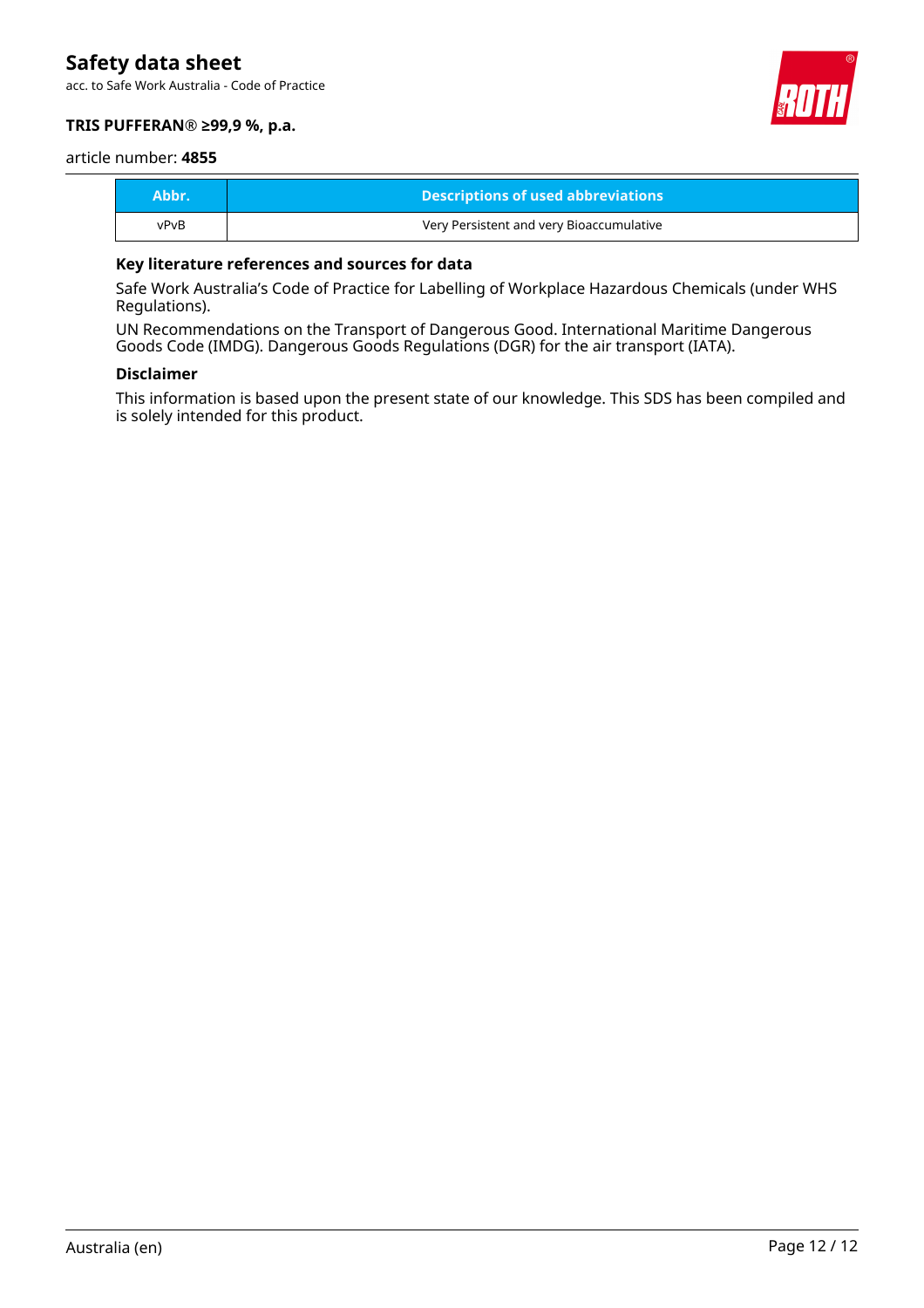| Abbr. | Descriptions of used abbreviations |
| --- | --- |
| vPvB | Very Persistent and very Bioaccumulative |

### Key literature references and sources for data

Safe Work Australia's Code of Practice for Labelling of Workplace Hazardous Chemicals (under WHS Regulations).

UN Recommendations on the Transport of Dangerous Good. International Maritime Dangerous Goods Code (IMDG). Dangerous Goods Regulations (DGR) for the air transport (IATA).

### Disclaimer

This information is based upon the present state of our knowledge. This SDS has been compiled and is solely intended for this product.